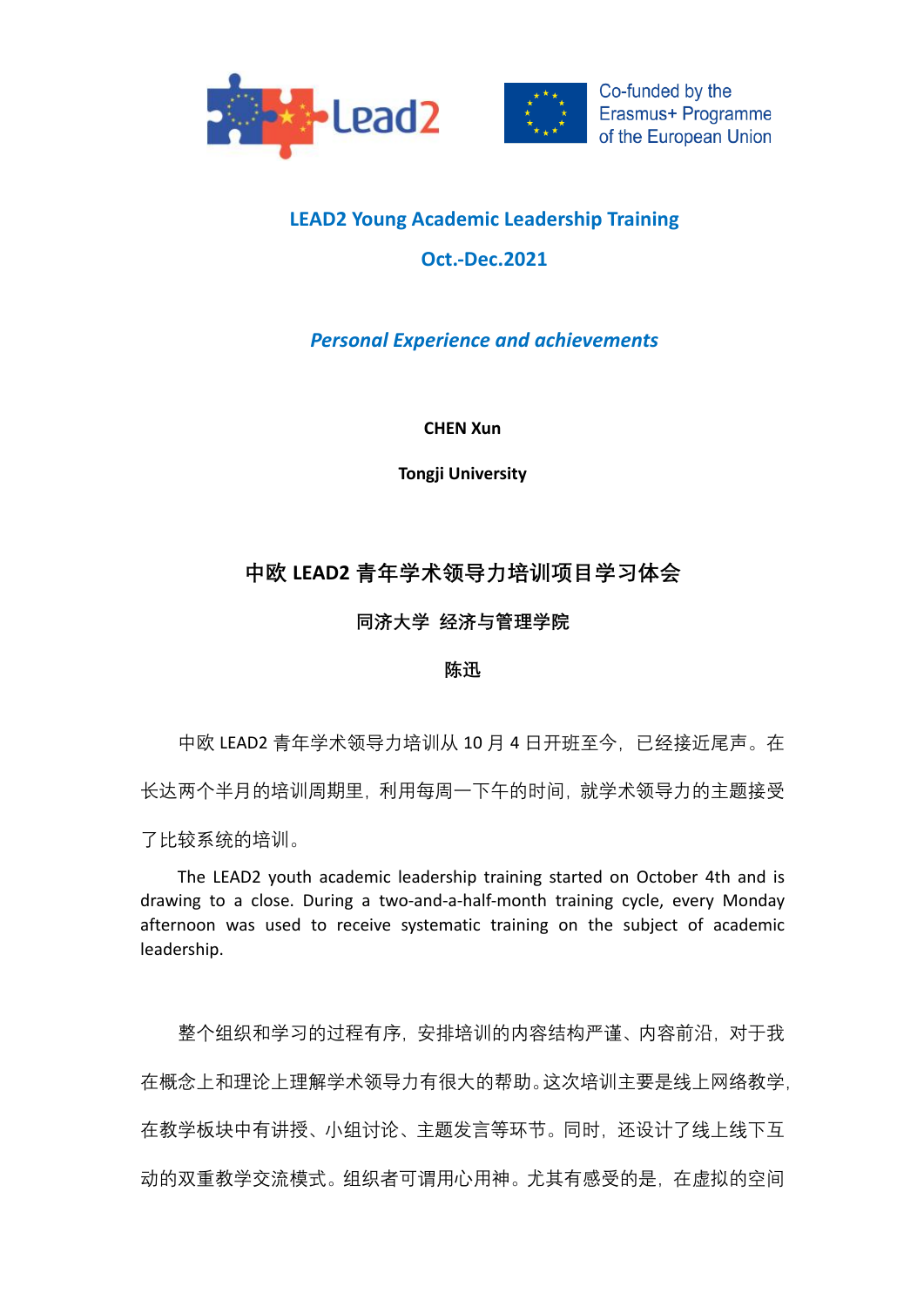Co-funded by the Erasmus+ Programme of the European Union

# LEAD2 Young Academic Leadership Training

## Oct.-Dec.2021

### *Personal Experience and achievements*

**CHEN Xun**

**Tongji University**

## 中欧 LEAD2 青年学术领导力培训项目学习体会

**同济大学 经济与管理学院**

**陈迅**

中欧 LEAD2 青年学术领导力培训从 10 月 4 日开班至今，已经接近尾声。在长达两个半月的培训周期里，利用每周一下午的时间，就学术领导力的主题接受了比较系统的培训。

The LEAD2 youth academic leadership training started on October 4th and is drawing to a close. During a two-and-a-half-month training cycle, every Monday afternoon was used to receive systematic training on the subject of academic leadership.

整个组织和学习的过程有序，安排培训的内容结构严谨、内容前沿，对于我在概念上和理论上理解学术领导力有很大的帮助。这次培训主要是线上网络教学，在教学板块中有讲授、小组讨论、主题发言等环节。同时，还设计了线上线下互动的双重教学交流模式。组织者可谓用心用神。尤其有感受的是，在虚拟的空间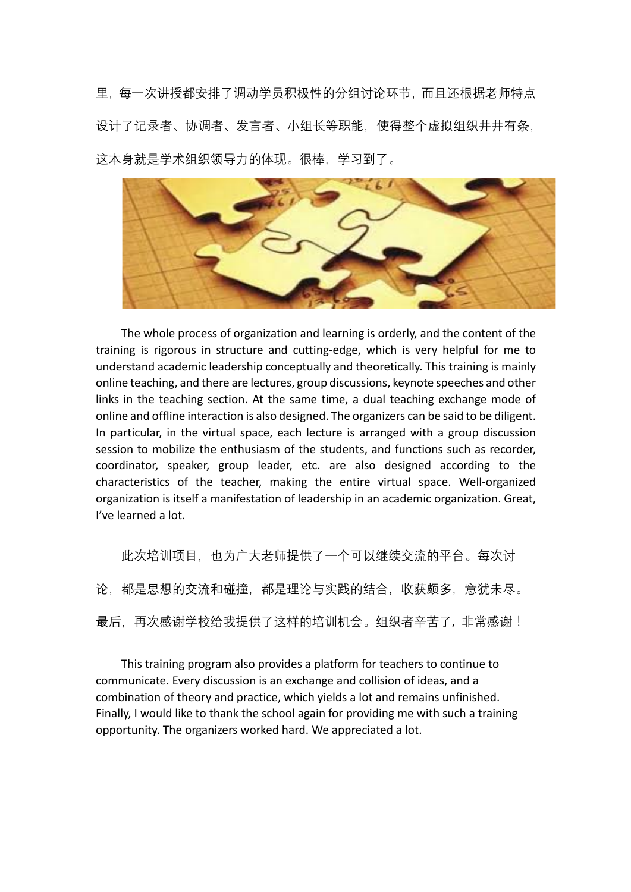里，每一次讲授都安排了调动学员积极性的分组讨论环节，而且还根据老师特点设计了记录者、协调者、发言者、小组长等职能，使得整个虚拟组织井井有条，这本身就是学术组织领导力的体现。很棒，学习到了。

The whole process of organization and learning is orderly, and the content of the training is rigorous in structure and cutting-edge, which is very helpful for me to understand academic leadership conceptually and theoretically. This training is mainly online teaching, and there are lectures, group discussions, keynote speeches and other links in the teaching section. At the same time, a dual teaching exchange mode of online and offline interaction is also designed. The organizers can be said to be diligent. In particular, in the virtual space, each lecture is arranged with a group discussion session to mobilize the enthusiasm of the students, and functions such as recorder, coordinator, speaker, group leader, etc. are also designed according to the characteristics of the teacher, making the entire virtual space. Well-organized organization is itself a manifestation of leadership in an academic organization. Great, I've learned a lot.

此次培训项目，也为广大老师提供了一个可以继续交流的平台。每次讨论，都是思想的交流和碰撞，都是理论与实践的结合，收获颇多，意犹未尽。最后，再次感谢学校给我提供了这样的培训机会。组织者辛苦了，非常感谢！

This training program also provides a platform for teachers to continue to communicate. Every discussion is an exchange and collision of ideas, and a combination of theory and practice, which yields a lot and remains unfinished. Finally, I would like to thank the school again for providing me with such a training opportunity. The organizers worked hard. We appreciated a lot.